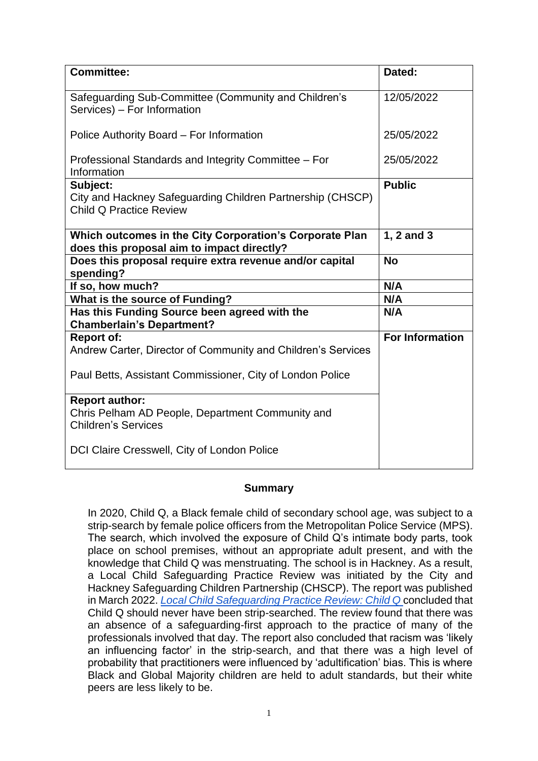| Committee: | Dated: |
|---|---|
| Safeguarding Sub-Committee (Community and Children's Services) – For Information<br><br>Police Authority Board – For Information<br><br>Professional Standards and Integrity Committee – For Information | 12/05/2022<br><br>25/05/2022<br><br>25/05/2022 |
| **Subject:**<br>City and Hackney Safeguarding Children Partnership (CHSCP) Child Q Practice Review | **Public** |
| **Which outcomes in the City Corporation's Corporate Plan does this proposal aim to impact directly?** | **1, 2 and 3** |
| **Does this proposal require extra revenue and/or capital spending?** | **No** |
| **If so, how much?** | **N/A** |
| **What is the source of Funding?** | **N/A** |
| **Has this Funding Source been agreed with the Chamberlain's Department?** | **N/A** |
| **Report of:**<br>Andrew Carter, Director of Community and Children's Services<br><br>Paul Betts, Assistant Commissioner, City of London Police | **For Information** |
| **Report author:**<br>Chris Pelham AD People, Department Community and Children's Services<br><br>DCI Claire Cresswell, City of London Police | |

## Summary

In 2020, Child Q, a Black female child of secondary school age, was subject to a strip-search by female police officers from the Metropolitan Police Service (MPS). The search, which involved the exposure of Child Q's intimate body parts, took place on school premises, without an appropriate adult present, and with the knowledge that Child Q was menstruating. The school is in Hackney. As a result, a Local Child Safeguarding Practice Review was initiated by the City and Hackney Safeguarding Children Partnership (CHSCP). The report was published in March 2022. *Local Child Safeguarding Practice Review: Child Q* concluded that Child Q should never have been strip-searched. The review found that there was an absence of a safeguarding-first approach to the practice of many of the professionals involved that day. The report also concluded that racism was 'likely an influencing factor' in the strip-search, and that there was a high level of probability that practitioners were influenced by 'adultification' bias. This is where Black and Global Majority children are held to adult standards, but their white peers are less likely to be.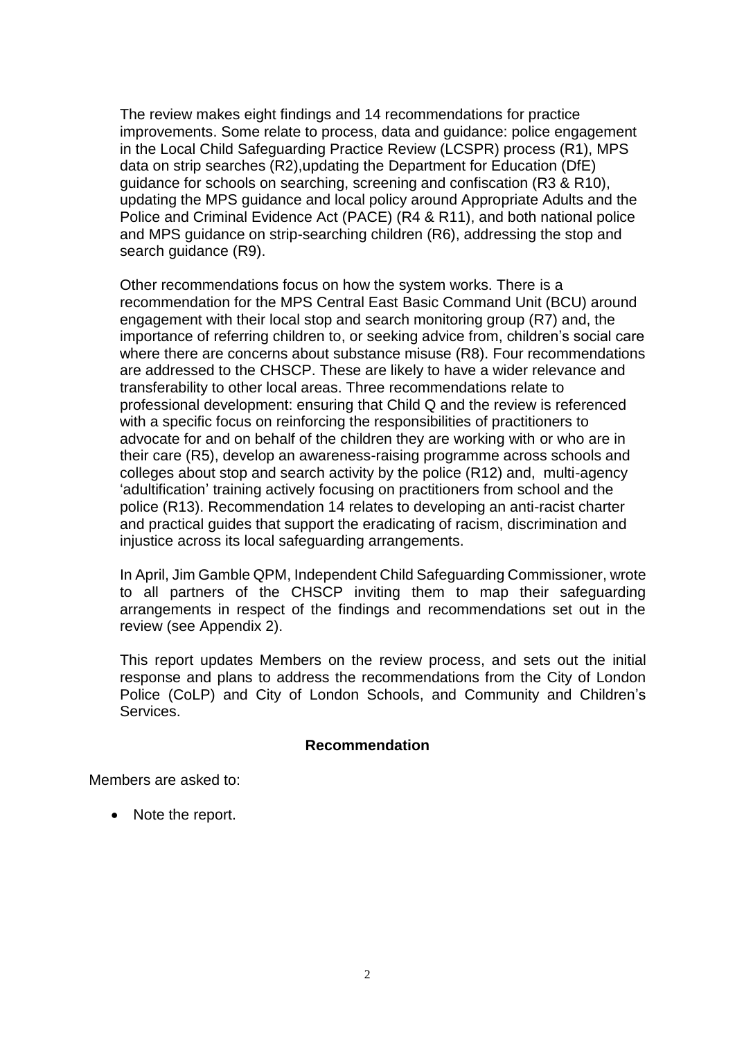The review makes eight findings and 14 recommendations for practice improvements. Some relate to process, data and guidance: police engagement in the Local Child Safeguarding Practice Review (LCSPR) process (R1), MPS data on strip searches (R2),updating the Department for Education (DfE) guidance for schools on searching, screening and confiscation (R3 & R10), updating the MPS guidance and local policy around Appropriate Adults and the Police and Criminal Evidence Act (PACE) (R4 & R11), and both national police and MPS guidance on strip-searching children (R6), addressing the stop and search guidance (R9).

Other recommendations focus on how the system works. There is a recommendation for the MPS Central East Basic Command Unit (BCU) around engagement with their local stop and search monitoring group (R7) and, the importance of referring children to, or seeking advice from, children's social care where there are concerns about substance misuse (R8). Four recommendations are addressed to the CHSCP. These are likely to have a wider relevance and transferability to other local areas. Three recommendations relate to professional development: ensuring that Child Q and the review is referenced with a specific focus on reinforcing the responsibilities of practitioners to advocate for and on behalf of the children they are working with or who are in their care (R5), develop an awareness-raising programme across schools and colleges about stop and search activity by the police (R12) and, multi-agency 'adultification' training actively focusing on practitioners from school and the police (R13). Recommendation 14 relates to developing an anti-racist charter and practical guides that support the eradicating of racism, discrimination and injustice across its local safeguarding arrangements.

In April, Jim Gamble QPM, Independent Child Safeguarding Commissioner, wrote to all partners of the CHSCP inviting them to map their safeguarding arrangements in respect of the findings and recommendations set out in the review (see Appendix 2).

This report updates Members on the review process, and sets out the initial response and plans to address the recommendations from the City of London Police (CoLP) and City of London Schools, and Community and Children's Services.

**Recommendation**

Members are asked to:

- Note the report.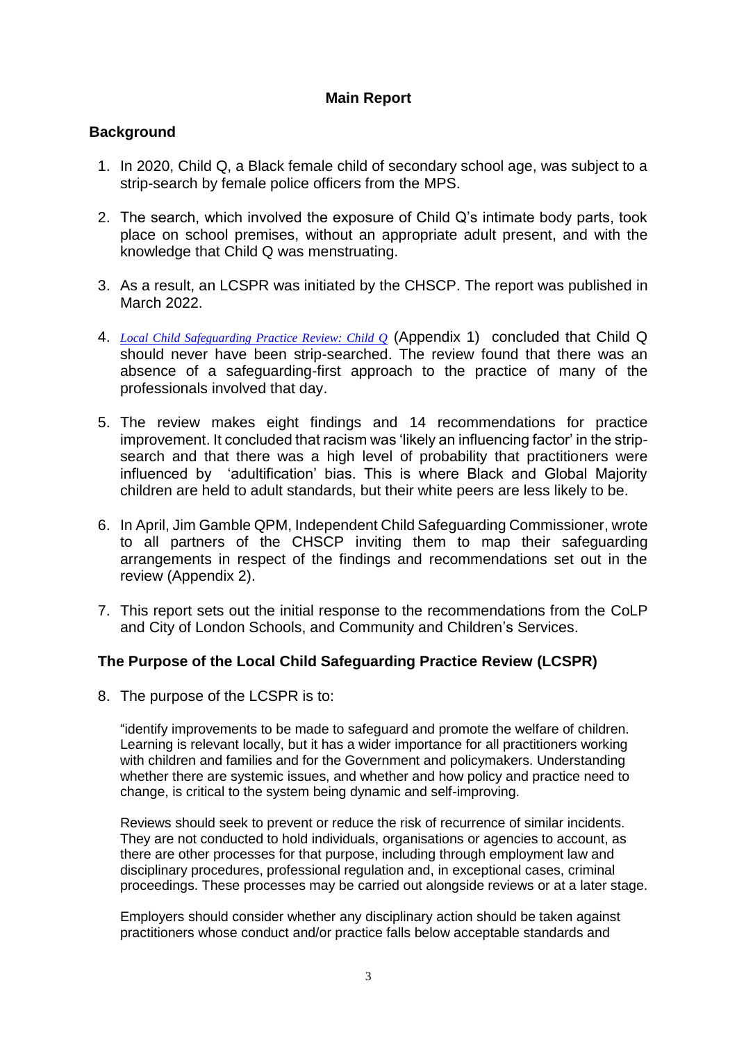## Main Report

### Background

1. In 2020, Child Q, a Black female child of secondary school age, was subject to a strip-search by female police officers from the MPS.

2. The search, which involved the exposure of Child Q's intimate body parts, took place on school premises, without an appropriate adult present, and with the knowledge that Child Q was menstruating.

3. As a result, an LCSPR was initiated by the CHSCP. The report was published in March 2022.

4. *Local Child Safeguarding Practice Review: Child Q* (Appendix 1) concluded that Child Q should never have been strip-searched. The review found that there was an absence of a safeguarding-first approach to the practice of many of the professionals involved that day.

5. The review makes eight findings and 14 recommendations for practice improvement. It concluded that racism was 'likely an influencing factor' in the strip-search and that there was a high level of probability that practitioners were influenced by 'adultification' bias. This is where Black and Global Majority children are held to adult standards, but their white peers are less likely to be.

6. In April, Jim Gamble QPM, Independent Child Safeguarding Commissioner, wrote to all partners of the CHSCP inviting them to map their safeguarding arrangements in respect of the findings and recommendations set out in the review (Appendix 2).

7. This report sets out the initial response to the recommendations from the CoLP and City of London Schools, and Community and Children's Services.

### The Purpose of the Local Child Safeguarding Practice Review (LCSPR)

8. The purpose of the LCSPR is to:

   "identify improvements to be made to safeguard and promote the welfare of children. Learning is relevant locally, but it has a wider importance for all practitioners working with children and families and for the Government and policymakers. Understanding whether there are systemic issues, and whether and how policy and practice need to change, is critical to the system being dynamic and self-improving.

   Reviews should seek to prevent or reduce the risk of recurrence of similar incidents. They are not conducted to hold individuals, organisations or agencies to account, as there are other processes for that purpose, including through employment law and disciplinary procedures, professional regulation and, in exceptional cases, criminal proceedings. These processes may be carried out alongside reviews or at a later stage.

   Employers should consider whether any disciplinary action should be taken against practitioners whose conduct and/or practice falls below acceptable standards and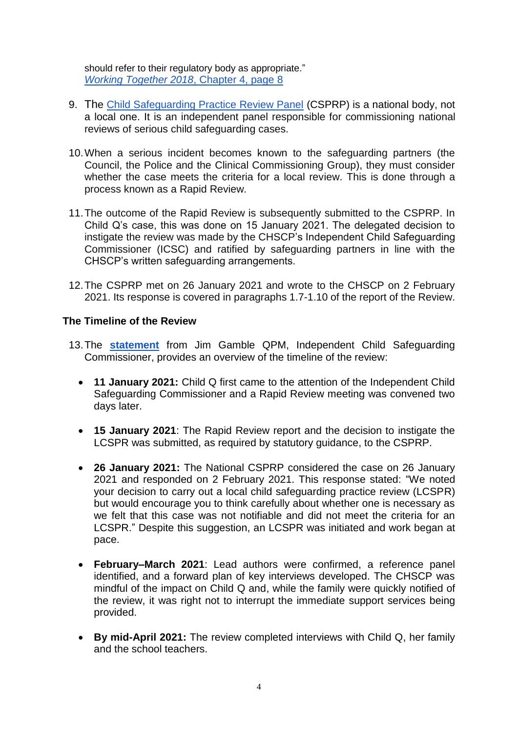should refer to their regulatory body as appropriate."
*Working Together 2018*, Chapter 4, page 8

9. The Child Safeguarding Practice Review Panel (CSPRP) is a national body, not a local one. It is an independent panel responsible for commissioning national reviews of serious child safeguarding cases.

10. When a serious incident becomes known to the safeguarding partners (the Council, the Police and the Clinical Commissioning Group), they must consider whether the case meets the criteria for a local review. This is done through a process known as a Rapid Review.

11. The outcome of the Rapid Review is subsequently submitted to the CSPRP. In Child Q's case, this was done on 15 January 2021. The delegated decision to instigate the review was made by the CHSCP's Independent Child Safeguarding Commissioner (ICSC) and ratified by safeguarding partners in line with the CHSCP's written safeguarding arrangements.

12. The CSPRP met on 26 January 2021 and wrote to the CHSCP on 2 February 2021. Its response is covered in paragraphs 1.7-1.10 of the report of the Review.

### The Timeline of the Review

13. The **statement** from Jim Gamble QPM, Independent Child Safeguarding Commissioner, provides an overview of the timeline of the review:

    - **11 January 2021:** Child Q first came to the attention of the Independent Child Safeguarding Commissioner and a Rapid Review meeting was convened two days later.

    - **15 January 2021**: The Rapid Review report and the decision to instigate the LCSPR was submitted, as required by statutory guidance, to the CSPRP.

    - **26 January 2021:** The National CSPRP considered the case on 26 January 2021 and responded on 2 February 2021. This response stated: "We noted your decision to carry out a local child safeguarding practice review (LCSPR) but would encourage you to think carefully about whether one is necessary as we felt that this case was not notifiable and did not meet the criteria for an LCSPR." Despite this suggestion, an LCSPR was initiated and work began at pace.

    - **February–March 2021**: Lead authors were confirmed, a reference panel identified, and a forward plan of key interviews developed. The CHSCP was mindful of the impact on Child Q and, while the family were quickly notified of the review, it was right not to interrupt the immediate support services being provided.

    - **By mid-April 2021:** The review completed interviews with Child Q, her family and the school teachers.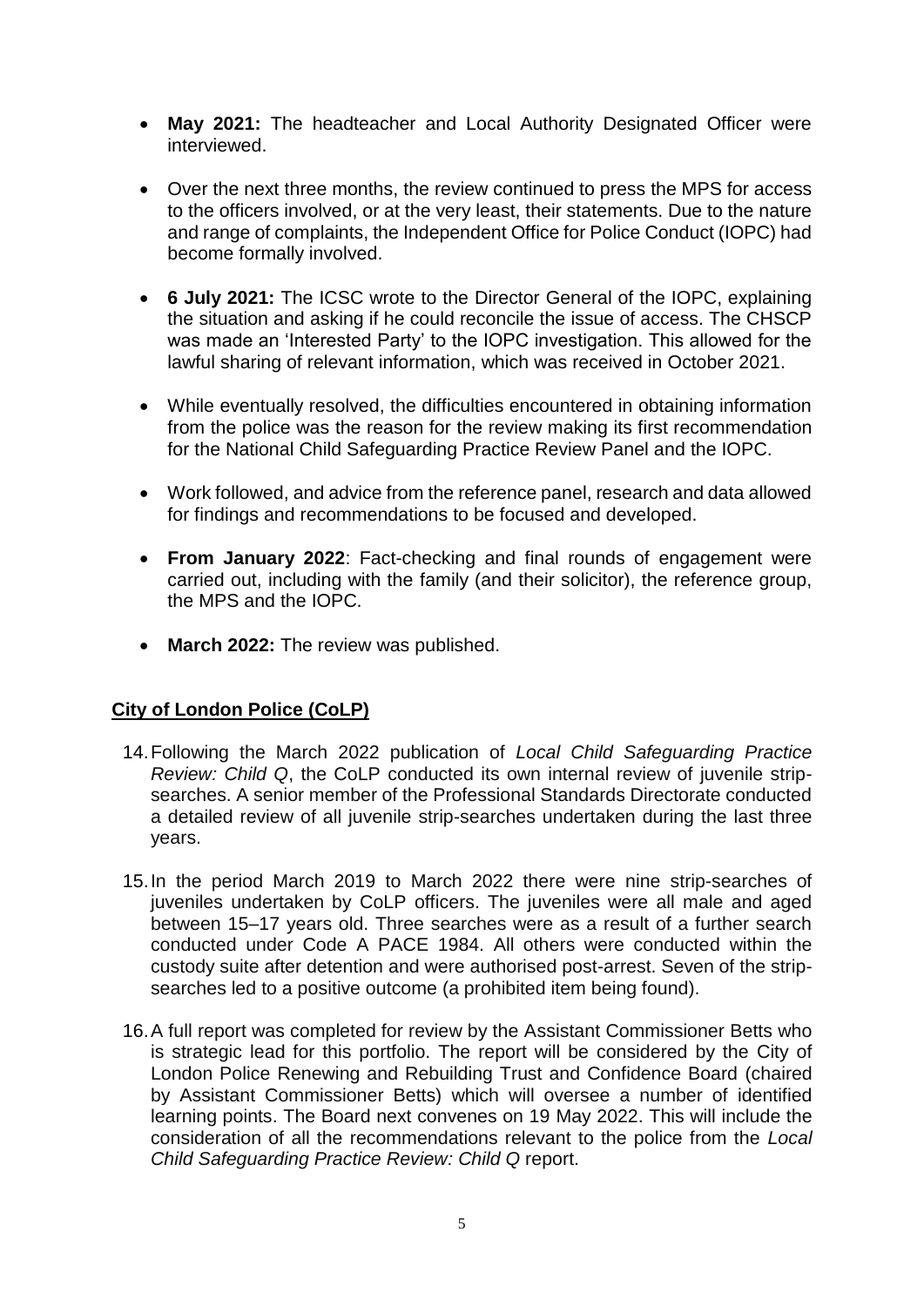- **May 2021:** The headteacher and Local Authority Designated Officer were interviewed.

- Over the next three months, the review continued to press the MPS for access to the officers involved, or at the very least, their statements. Due to the nature and range of complaints, the Independent Office for Police Conduct (IOPC) had become formally involved.

- **6 July 2021:** The ICSC wrote to the Director General of the IOPC, explaining the situation and asking if he could reconcile the issue of access. The CHSCP was made an 'Interested Party' to the IOPC investigation. This allowed for the lawful sharing of relevant information, which was received in October 2021.

- While eventually resolved, the difficulties encountered in obtaining information from the police was the reason for the review making its first recommendation for the National Child Safeguarding Practice Review Panel and the IOPC.

- Work followed, and advice from the reference panel, research and data allowed for findings and recommendations to be focused and developed.

- **From January 2022**: Fact-checking and final rounds of engagement were carried out, including with the family (and their solicitor), the reference group, the MPS and the IOPC.

- **March 2022:** The review was published.

## City of London Police (CoLP)

14. Following the March 2022 publication of *Local Child Safeguarding Practice Review: Child Q*, the CoLP conducted its own internal review of juvenile strip-searches. A senior member of the Professional Standards Directorate conducted a detailed review of all juvenile strip-searches undertaken during the last three years.

15. In the period March 2019 to March 2022 there were nine strip-searches of juveniles undertaken by CoLP officers. The juveniles were all male and aged between 15–17 years old. Three searches were as a result of a further search conducted under Code A PACE 1984. All others were conducted within the custody suite after detention and were authorised post-arrest. Seven of the strip-searches led to a positive outcome (a prohibited item being found).

16. A full report was completed for review by the Assistant Commissioner Betts who is strategic lead for this portfolio. The report will be considered by the City of London Police Renewing and Rebuilding Trust and Confidence Board (chaired by Assistant Commissioner Betts) which will oversee a number of identified learning points. The Board next convenes on 19 May 2022. This will include the consideration of all the recommendations relevant to the police from the *Local Child Safeguarding Practice Review: Child Q* report.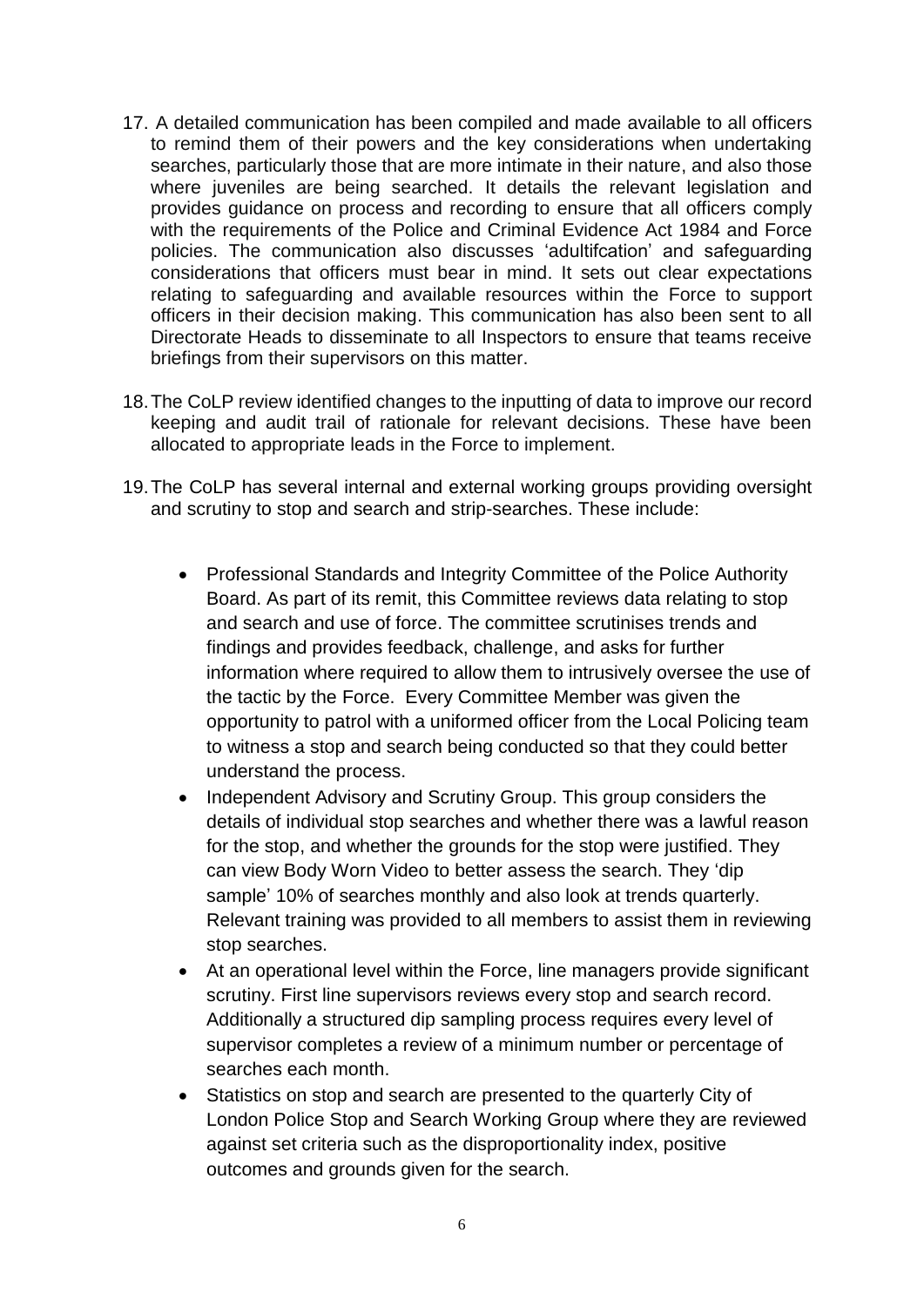17. A detailed communication has been compiled and made available to all officers to remind them of their powers and the key considerations when undertaking searches, particularly those that are more intimate in their nature, and also those where juveniles are being searched. It details the relevant legislation and provides guidance on process and recording to ensure that all officers comply with the requirements of the Police and Criminal Evidence Act 1984 and Force policies. The communication also discusses 'adultifcation' and safeguarding considerations that officers must bear in mind. It sets out clear expectations relating to safeguarding and available resources within the Force to support officers in their decision making. This communication has also been sent to all Directorate Heads to disseminate to all Inspectors to ensure that teams receive briefings from their supervisors on this matter.

18. The CoLP review identified changes to the inputting of data to improve our record keeping and audit trail of rationale for relevant decisions. These have been allocated to appropriate leads in the Force to implement.

19. The CoLP has several internal and external working groups providing oversight and scrutiny to stop and search and strip-searches. These include:

    - Professional Standards and Integrity Committee of the Police Authority Board. As part of its remit, this Committee reviews data relating to stop and search and use of force. The committee scrutinises trends and findings and provides feedback, challenge, and asks for further information where required to allow them to intrusively oversee the use of the tactic by the Force. Every Committee Member was given the opportunity to patrol with a uniformed officer from the Local Policing team to witness a stop and search being conducted so that they could better understand the process.
    - Independent Advisory and Scrutiny Group. This group considers the details of individual stop searches and whether there was a lawful reason for the stop, and whether the grounds for the stop were justified. They can view Body Worn Video to better assess the search. They 'dip sample' 10% of searches monthly and also look at trends quarterly. Relevant training was provided to all members to assist them in reviewing stop searches.
    - At an operational level within the Force, line managers provide significant scrutiny. First line supervisors reviews every stop and search record. Additionally a structured dip sampling process requires every level of supervisor completes a review of a minimum number or percentage of searches each month.
    - Statistics on stop and search are presented to the quarterly City of London Police Stop and Search Working Group where they are reviewed against set criteria such as the disproportionality index, positive outcomes and grounds given for the search.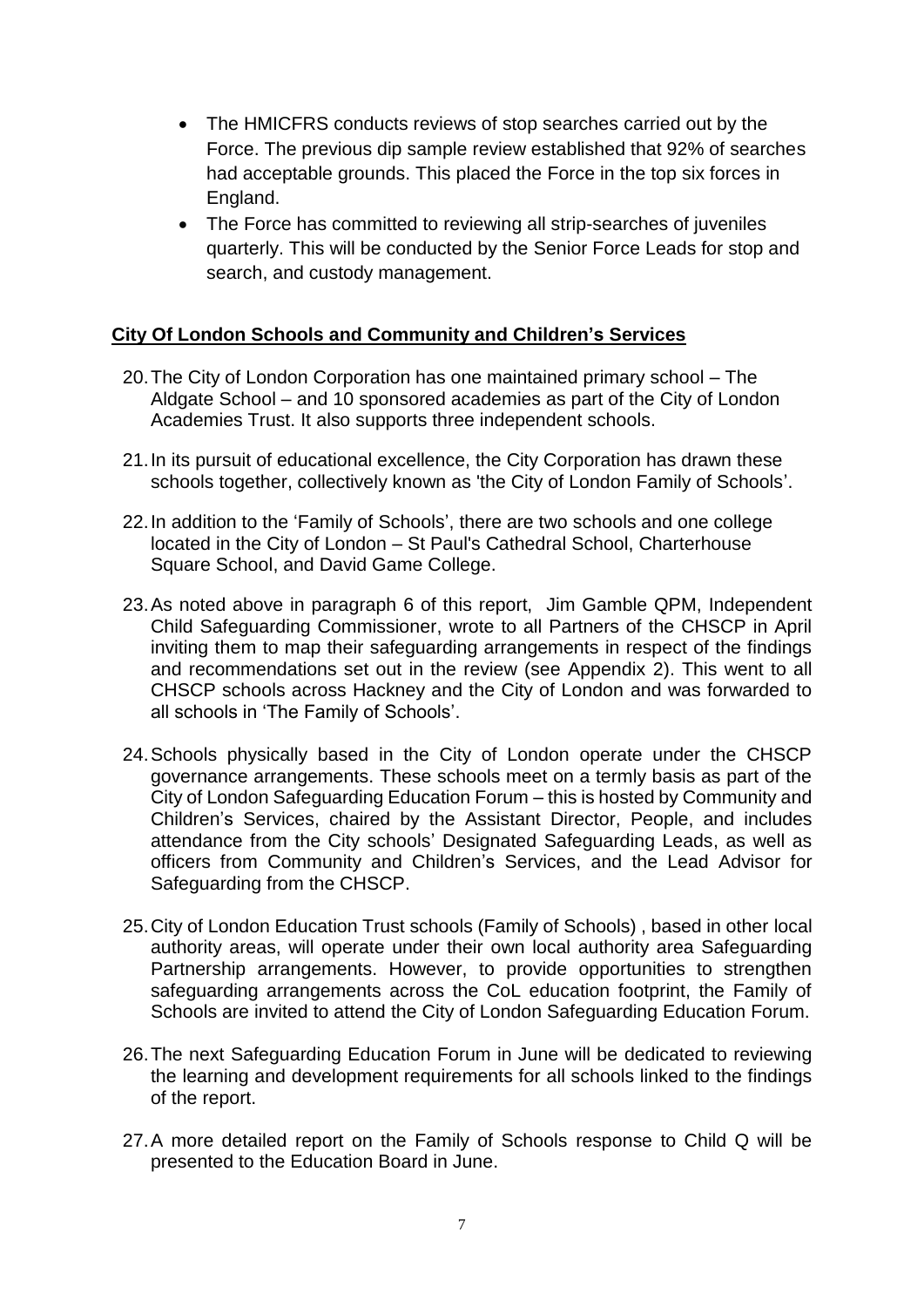- The HMICFRS conducts reviews of stop searches carried out by the Force. The previous dip sample review established that 92% of searches had acceptable grounds. This placed the Force in the top six forces in England.
- The Force has committed to reviewing all strip-searches of juveniles quarterly. This will be conducted by the Senior Force Leads for stop and search, and custody management.

**City Of London Schools and Community and Children's Services**

20. The City of London Corporation has one maintained primary school – The Aldgate School – and 10 sponsored academies as part of the City of London Academies Trust. It also supports three independent schools.

21. In its pursuit of educational excellence, the City Corporation has drawn these schools together, collectively known as 'the City of London Family of Schools'.

22. In addition to the 'Family of Schools', there are two schools and one college located in the City of London – St Paul's Cathedral School, Charterhouse Square School, and David Game College.

23. As noted above in paragraph 6 of this report, Jim Gamble QPM, Independent Child Safeguarding Commissioner, wrote to all Partners of the CHSCP in April inviting them to map their safeguarding arrangements in respect of the findings and recommendations set out in the review (see Appendix 2). This went to all CHSCP schools across Hackney and the City of London and was forwarded to all schools in 'The Family of Schools'.

24. Schools physically based in the City of London operate under the CHSCP governance arrangements. These schools meet on a termly basis as part of the City of London Safeguarding Education Forum – this is hosted by Community and Children's Services, chaired by the Assistant Director, People, and includes attendance from the City schools' Designated Safeguarding Leads, as well as officers from Community and Children's Services, and the Lead Advisor for Safeguarding from the CHSCP.

25. City of London Education Trust schools (Family of Schools) , based in other local authority areas, will operate under their own local authority area Safeguarding Partnership arrangements. However, to provide opportunities to strengthen safeguarding arrangements across the CoL education footprint, the Family of Schools are invited to attend the City of London Safeguarding Education Forum.

26. The next Safeguarding Education Forum in June will be dedicated to reviewing the learning and development requirements for all schools linked to the findings of the report.

27. A more detailed report on the Family of Schools response to Child Q will be presented to the Education Board in June.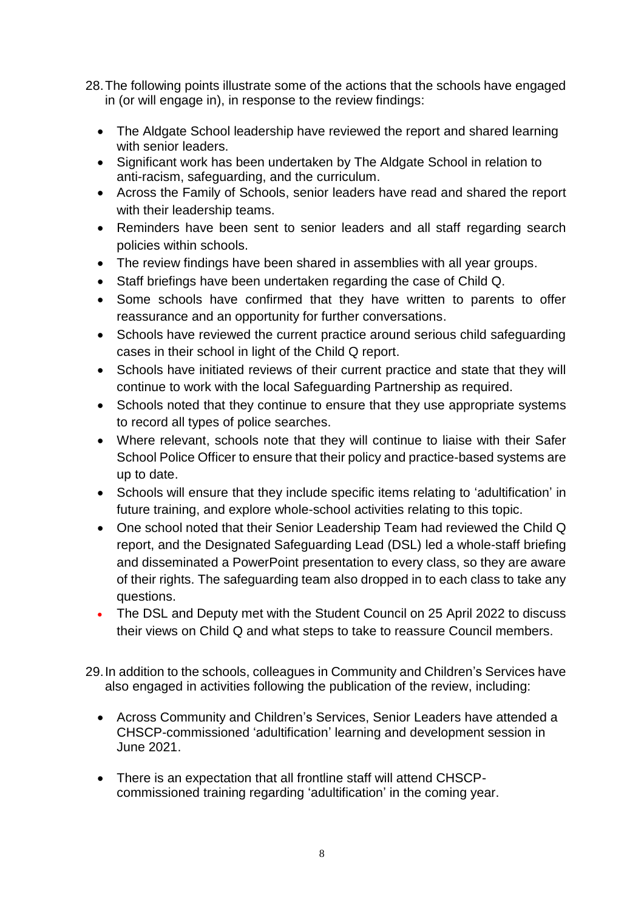28. The following points illustrate some of the actions that the schools have engaged in (or will engage in), in response to the review findings:

    - The Aldgate School leadership have reviewed the report and shared learning with senior leaders.
    - Significant work has been undertaken by The Aldgate School in relation to anti-racism, safeguarding, and the curriculum.
    - Across the Family of Schools, senior leaders have read and shared the report with their leadership teams.
    - Reminders have been sent to senior leaders and all staff regarding search policies within schools.
    - The review findings have been shared in assemblies with all year groups.
    - Staff briefings have been undertaken regarding the case of Child Q.
    - Some schools have confirmed that they have written to parents to offer reassurance and an opportunity for further conversations.
    - Schools have reviewed the current practice around serious child safeguarding cases in their school in light of the Child Q report.
    - Schools have initiated reviews of their current practice and state that they will continue to work with the local Safeguarding Partnership as required.
    - Schools noted that they continue to ensure that they use appropriate systems to record all types of police searches.
    - Where relevant, schools note that they will continue to liaise with their Safer School Police Officer to ensure that their policy and practice-based systems are up to date.
    - Schools will ensure that they include specific items relating to 'adultification' in future training, and explore whole-school activities relating to this topic.
    - One school noted that their Senior Leadership Team had reviewed the Child Q report, and the Designated Safeguarding Lead (DSL) led a whole-staff briefing and disseminated a PowerPoint presentation to every class, so they are aware of their rights. The safeguarding team also dropped in to each class to take any questions.
    - The DSL and Deputy met with the Student Council on 25 April 2022 to discuss their views on Child Q and what steps to take to reassure Council members.

29. In addition to the schools, colleagues in Community and Children's Services have also engaged in activities following the publication of the review, including:

    - Across Community and Children's Services, Senior Leaders have attended a CHSCP-commissioned 'adultification' learning and development session in June 2021.
    - There is an expectation that all frontline staff will attend CHSCP-commissioned training regarding 'adultification' in the coming year.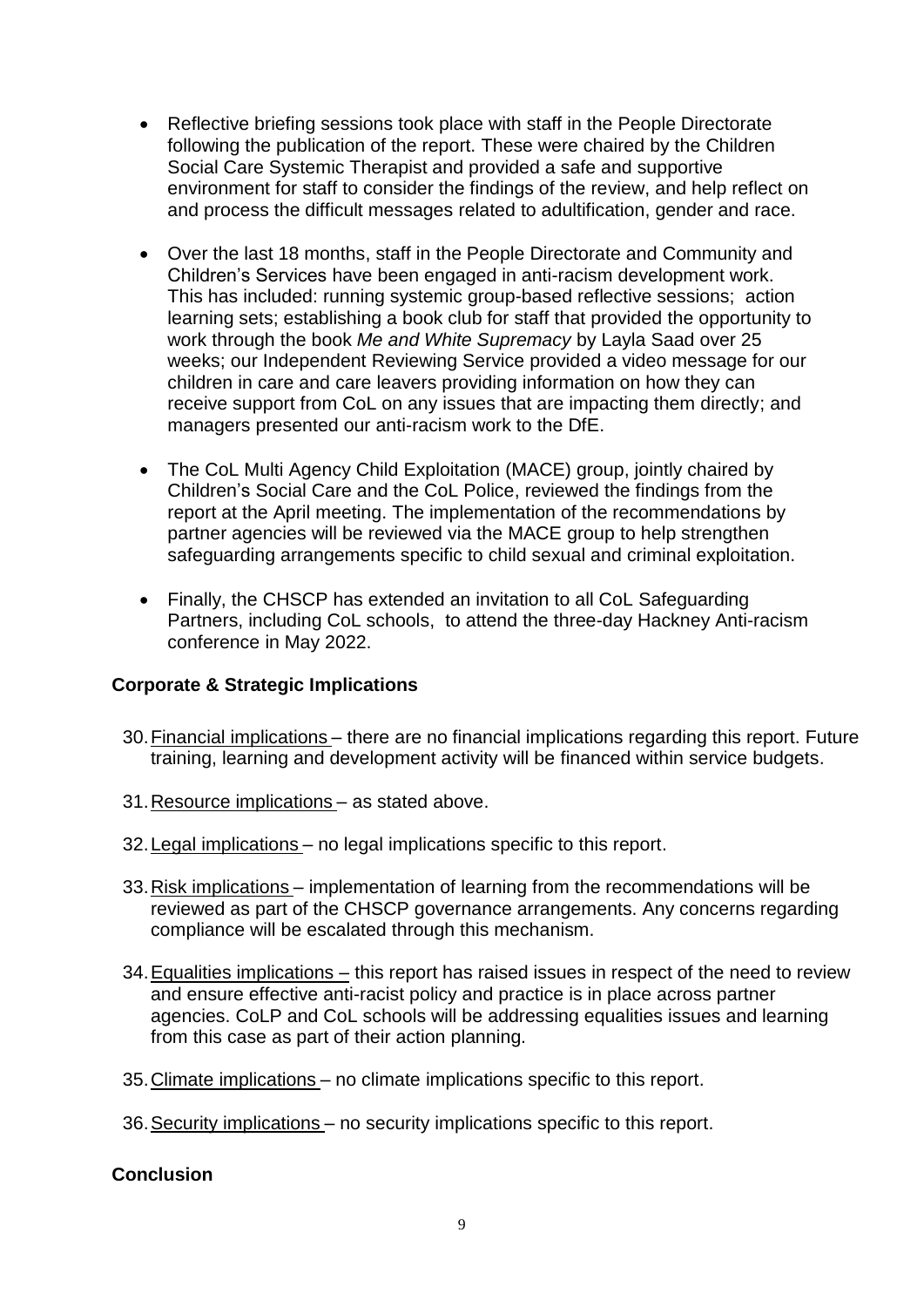- Reflective briefing sessions took place with staff in the People Directorate following the publication of the report. These were chaired by the Children Social Care Systemic Therapist and provided a safe and supportive environment for staff to consider the findings of the review, and help reflect on and process the difficult messages related to adultification, gender and race.

- Over the last 18 months, staff in the People Directorate and Community and Children's Services have been engaged in anti-racism development work. This has included: running systemic group-based reflective sessions; action learning sets; establishing a book club for staff that provided the opportunity to work through the book *Me and White Supremacy* by Layla Saad over 25 weeks; our Independent Reviewing Service provided a video message for our children in care and care leavers providing information on how they can receive support from CoL on any issues that are impacting them directly; and managers presented our anti-racism work to the DfE.

- The CoL Multi Agency Child Exploitation (MACE) group, jointly chaired by Children's Social Care and the CoL Police, reviewed the findings from the report at the April meeting. The implementation of the recommendations by partner agencies will be reviewed via the MACE group to help strengthen safeguarding arrangements specific to child sexual and criminal exploitation.

- Finally, the CHSCP has extended an invitation to all CoL Safeguarding Partners, including CoL schools, to attend the three-day Hackney Anti-racism conference in May 2022.

**Corporate & Strategic Implications**

30. Financial implications – there are no financial implications regarding this report. Future training, learning and development activity will be financed within service budgets.

31. Resource implications – as stated above.

32. Legal implications – no legal implications specific to this report.

33. Risk implications – implementation of learning from the recommendations will be reviewed as part of the CHSCP governance arrangements. Any concerns regarding compliance will be escalated through this mechanism.

34. Equalities implications – this report has raised issues in respect of the need to review and ensure effective anti-racist policy and practice is in place across partner agencies. CoLP and CoL schools will be addressing equalities issues and learning from this case as part of their action planning.

35. Climate implications – no climate implications specific to this report.

36. Security implications – no security implications specific to this report.

**Conclusion**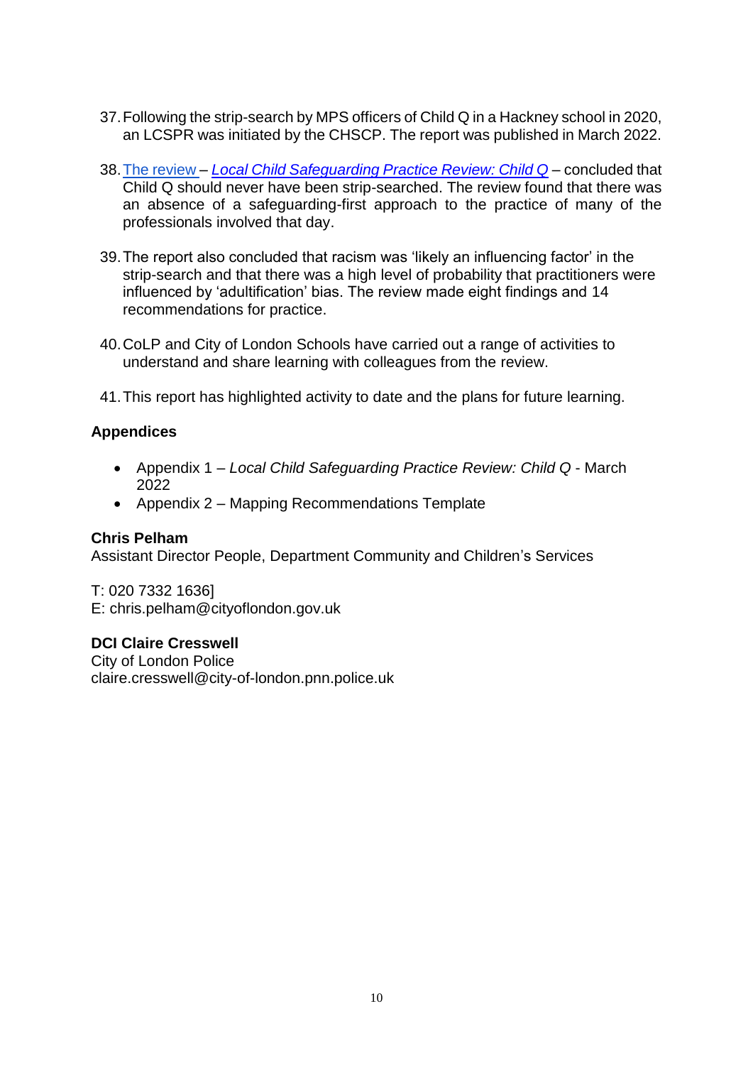37. Following the strip-search by MPS officers of Child Q in a Hackney school in 2020, an LCSPR was initiated by the CHSCP. The report was published in March 2022.

38. The review – *Local Child Safeguarding Practice Review: Child Q* – concluded that Child Q should never have been strip-searched. The review found that there was an absence of a safeguarding-first approach to the practice of many of the professionals involved that day.

39. The report also concluded that racism was 'likely an influencing factor' in the strip-search and that there was a high level of probability that practitioners were influenced by 'adultification' bias. The review made eight findings and 14 recommendations for practice.

40. CoLP and City of London Schools have carried out a range of activities to understand and share learning with colleagues from the review.

41. This report has highlighted activity to date and the plans for future learning.

**Appendices**

- Appendix 1 – *Local Child Safeguarding Practice Review: Child Q* - March 2022
- Appendix 2 – Mapping Recommendations Template

**Chris Pelham**
Assistant Director People, Department Community and Children's Services

T: 020 7332 1636]
E: chris.pelham@cityoflondon.gov.uk

**DCI Claire Cresswell**
City of London Police
claire.cresswell@city-of-london.pnn.police.uk